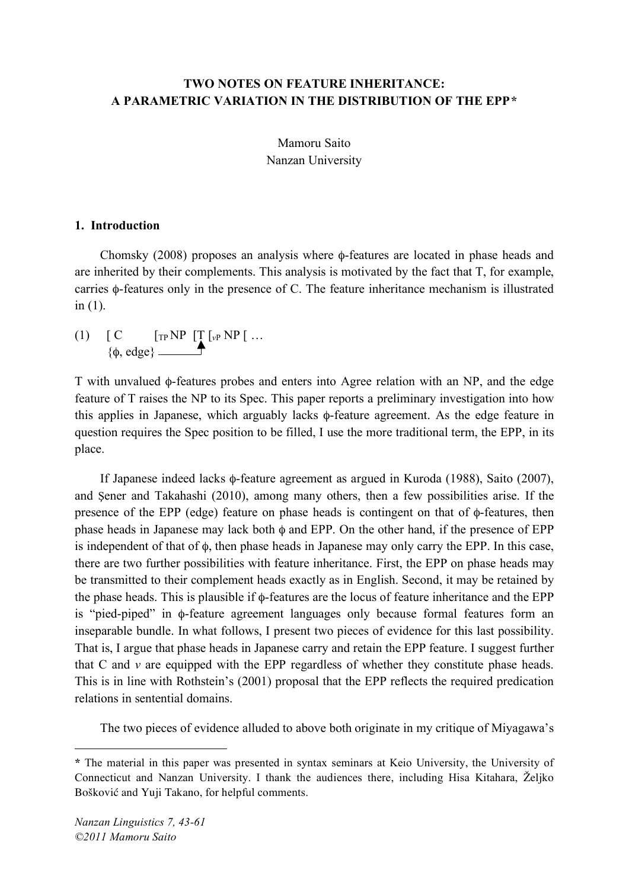# TWO NOTES ON FEATURE INHERITANCE: A PARAMETRIC VARIATION IN THE DISTRIBUTION OF THE EPP*

Mamoru Saito
Nanzan University

## 1. Introduction

Chomsky (2008) proposes an analysis where ϕ-features are located in phase heads and are inherited by their complements. This analysis is motivated by the fact that T, for example, carries ϕ-features only in the presence of C. The feature inheritance mechanism is illustrated in (1).

(1) [ C [$_{TP}$ NP [T [$_{vP}$ NP [ …
{ϕ, edge}

T with unvalued ϕ-features probes and enters into Agree relation with an NP, and the edge feature of T raises the NP to its Spec. This paper reports a preliminary investigation into how this applies in Japanese, which arguably lacks ϕ-feature agreement. As the edge feature in question requires the Spec position to be filled, I use the more traditional term, the EPP, in its place.

If Japanese indeed lacks ϕ-feature agreement as argued in Kuroda (1988), Saito (2007), and Şener and Takahashi (2010), among many others, then a few possibilities arise. If the presence of the EPP (edge) feature on phase heads is contingent on that of ϕ-features, then phase heads in Japanese may lack both ϕ and EPP. On the other hand, if the presence of EPP is independent of that of ϕ, then phase heads in Japanese may only carry the EPP. In this case, there are two further possibilities with feature inheritance. First, the EPP on phase heads may be transmitted to their complement heads exactly as in English. Second, it may be retained by the phase heads. This is plausible if ϕ-features are the locus of feature inheritance and the EPP is "pied-piped" in ϕ-feature agreement languages only because formal features form an inseparable bundle. In what follows, I present two pieces of evidence for this last possibility. That is, I argue that phase heads in Japanese carry and retain the EPP feature. I suggest further that C and *v* are equipped with the EPP regardless of whether they constitute phase heads. This is in line with Rothstein's (2001) proposal that the EPP reflects the required predication relations in sentential domains.

The two pieces of evidence alluded to above both originate in my critique of Miyagawa's

---

**\*** The material in this paper was presented in syntax seminars at Keio University, the University of Connecticut and Nanzan University. I thank the audiences there, including Hisa Kitahara, Željko Bošković and Yuji Takano, for helpful comments.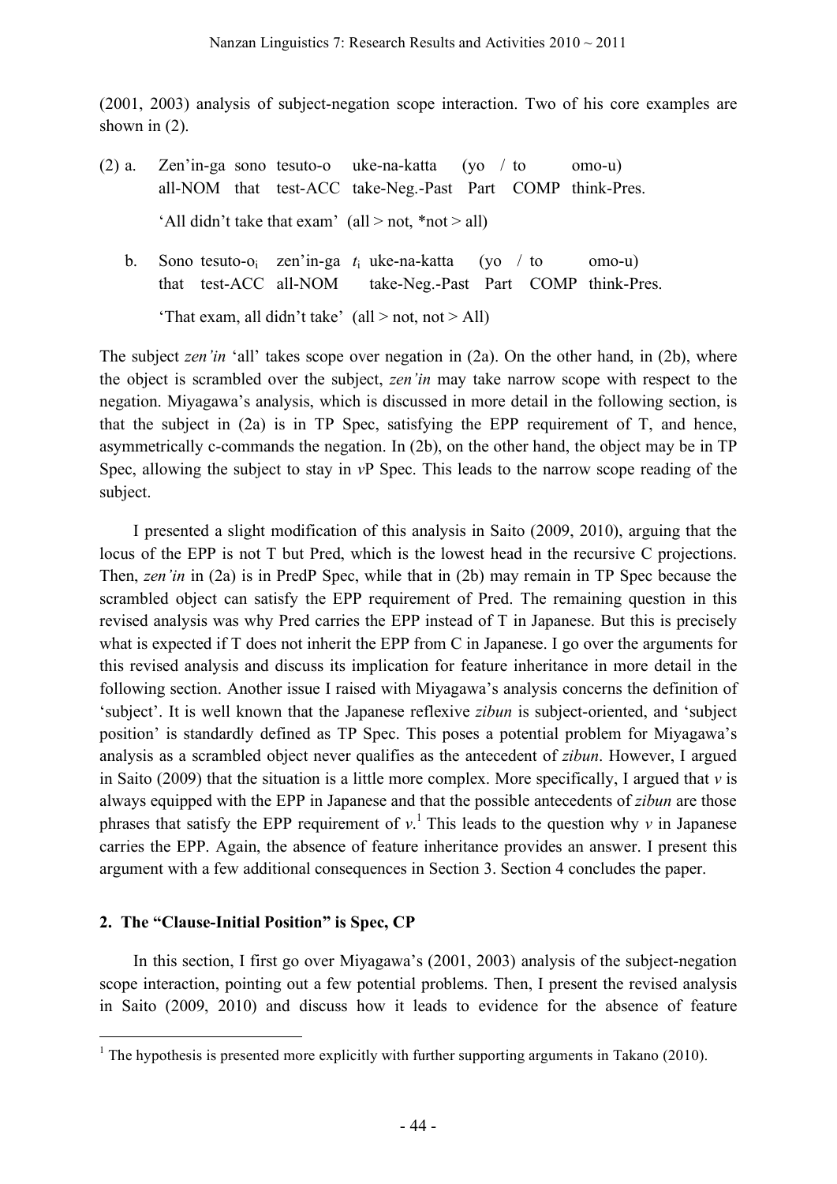(2001, 2003) analysis of subject-negation scope interaction. Two of his core examples are shown in (2).

(2) a. Zen'in-ga sono tesuto-o uke-na-katta (yo / to omo-u)
all-NOM that test-ACC take-Neg.-Past Part COMP think-Pres.

'All didn't take that exam' (all > not, *not > all)

b. Sono tesuto-o$_i$ zen'in-ga $t_i$ uke-na-katta (yo / to omo-u)
that test-ACC all-NOM take-Neg.-Past Part COMP think-Pres.

'That exam, all didn't take' (all > not, not > All)

The subject *zen'in* 'all' takes scope over negation in (2a). On the other hand, in (2b), where the object is scrambled over the subject, *zen'in* may take narrow scope with respect to the negation. Miyagawa's analysis, which is discussed in more detail in the following section, is that the subject in (2a) is in TP Spec, satisfying the EPP requirement of T, and hence, asymmetrically c-commands the negation. In (2b), on the other hand, the object may be in TP Spec, allowing the subject to stay in *v*P Spec. This leads to the narrow scope reading of the subject.

I presented a slight modification of this analysis in Saito (2009, 2010), arguing that the locus of the EPP is not T but Pred, which is the lowest head in the recursive C projections. Then, *zen'in* in (2a) is in PredP Spec, while that in (2b) may remain in TP Spec because the scrambled object can satisfy the EPP requirement of Pred. The remaining question in this revised analysis was why Pred carries the EPP instead of T in Japanese. But this is precisely what is expected if T does not inherit the EPP from C in Japanese. I go over the arguments for this revised analysis and discuss its implication for feature inheritance in more detail in the following section. Another issue I raised with Miyagawa's analysis concerns the definition of 'subject'. It is well known that the Japanese reflexive *zibun* is subject-oriented, and 'subject position' is standardly defined as TP Spec. This poses a potential problem for Miyagawa's analysis as a scrambled object never qualifies as the antecedent of *zibun*. However, I argued in Saito (2009) that the situation is a little more complex. More specifically, I argued that *v* is always equipped with the EPP in Japanese and that the possible antecedents of *zibun* are those phrases that satisfy the EPP requirement of *v*.[1] This leads to the question why *v* in Japanese carries the EPP. Again, the absence of feature inheritance provides an answer. I present this argument with a few additional consequences in Section 3. Section 4 concludes the paper.

## 2. The "Clause-Initial Position" is Spec, CP

In this section, I first go over Miyagawa's (2001, 2003) analysis of the subject-negation scope interaction, pointing out a few potential problems. Then, I present the revised analysis in Saito (2009, 2010) and discuss how it leads to evidence for the absence of feature

[1] The hypothesis is presented more explicitly with further supporting arguments in Takano (2010).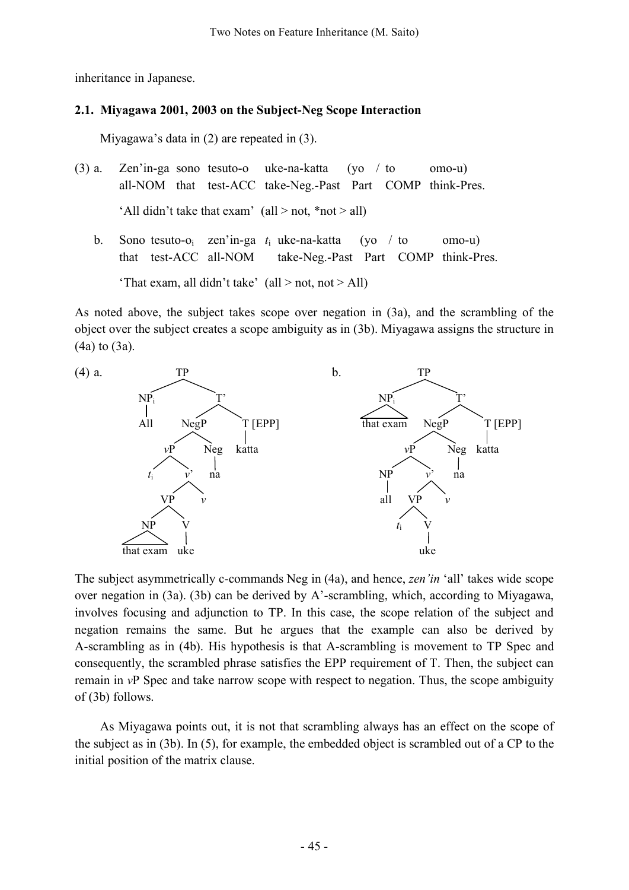inheritance in Japanese.

### 2.1. Miyagawa 2001, 2003 on the Subject-Neg Scope Interaction

Miyagawa's data in (2) are repeated in (3).

(3) a. Zen'in-ga sono tesuto-o uke-na-katta (yo / to omo-u)
all-NOM that test-ACC take-Neg.-Past Part COMP think-Pres.
'All didn't take that exam' (all > not, *not > all)

b. Sono tesuto-o$_i$ zen'in-ga $t_i$ uke-na-katta (yo / to omo-u)
that test-ACC all-NOM take-Neg.-Past Part COMP think-Pres.
'That exam, all didn't take' (all > not, not > All)

As noted above, the subject takes scope over negation in (3a), and the scrambling of the object over the subject creates a scope ambiguity as in (3b). Miyagawa assigns the structure in (4a) to (3a).

(4) a. [$_{TP}$ [$_{NP_i}$ All] [$_{T'}$ [$_{NegP}$ [$_{vP}$ $t_i$ [$_{v'}$ [$_{VP}$ [$_{NP}$ that exam] [$_V$ uke]] $v$]] [$_{Neg}$ na]] [$_{T [EPP]}$ katta]]]

b. [$_{TP}$ [$_{NP_i}$ that exam] [$_{T'}$ [$_{NegP}$ [$_{vP}$ [$_{NP}$ all] [$_{v'}$ [$_{VP}$ $t_i$ [$_V$ uke]] $v$]] [$_{Neg}$ na]] [$_{T [EPP]}$ katta]]]

The subject asymmetrically c-commands Neg in (4a), and hence, *zen'in* 'all' takes wide scope over negation in (3a). (3b) can be derived by A'-scrambling, which, according to Miyagawa, involves focusing and adjunction to TP. In this case, the scope relation of the subject and negation remains the same. But he argues that the example can also be derived by A-scrambling as in (4b). His hypothesis is that A-scrambling is movement to TP Spec and consequently, the scrambled phrase satisfies the EPP requirement of T. Then, the subject can remain in *v*P Spec and take narrow scope with respect to negation. Thus, the scope ambiguity of (3b) follows.

As Miyagawa points out, it is not that scrambling always has an effect on the scope of the subject as in (3b). In (5), for example, the embedded object is scrambled out of a CP to the initial position of the matrix clause.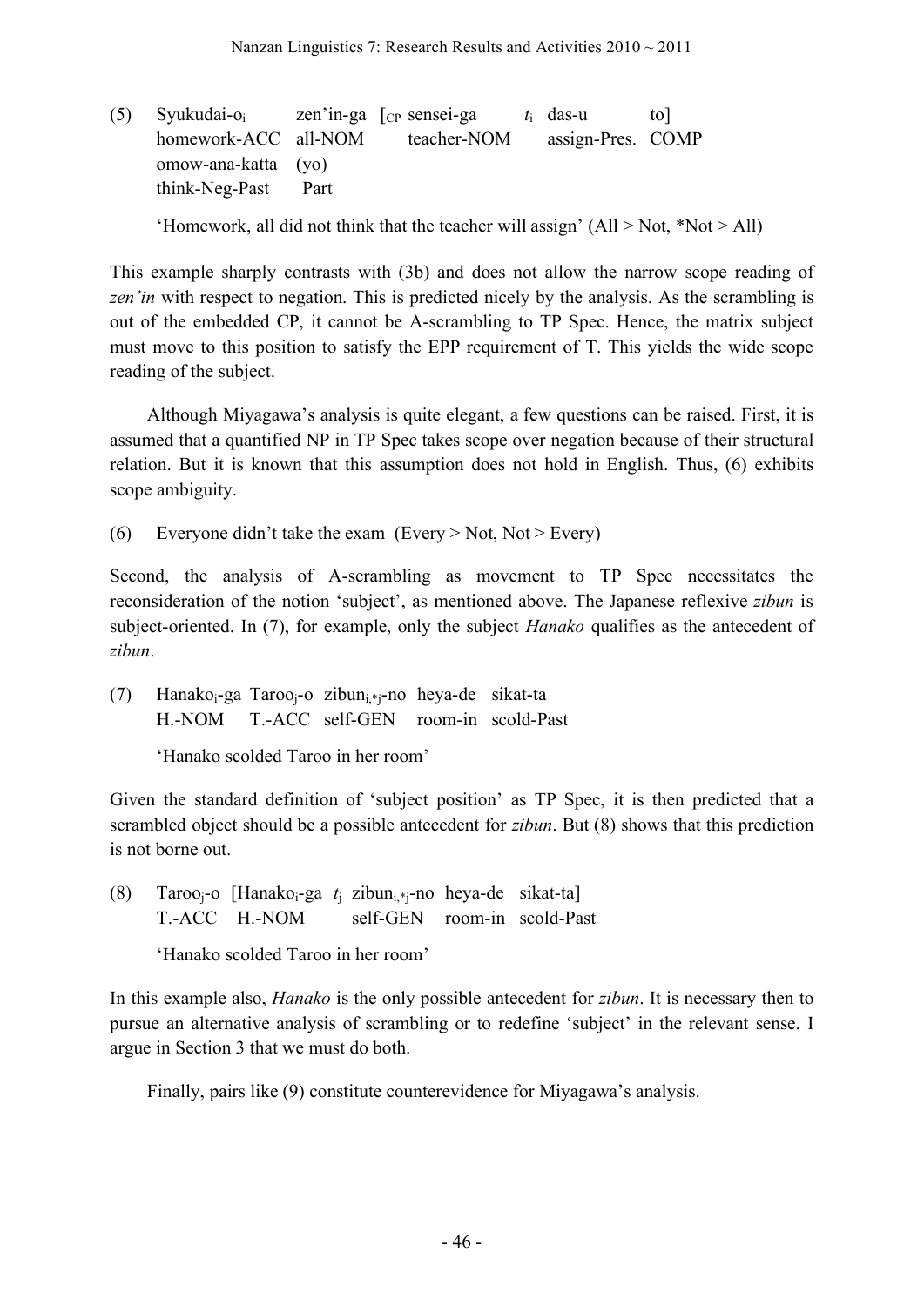(5) Syukudai-o$_i$ zen'in-ga [$_{CP}$ sensei-ga $t_i$ das-u to]
homework-ACC all-NOM teacher-NOM assign-Pres. COMP
omow-ana-katta (yo)
think-Neg-Past Part

'Homework, all did not think that the teacher will assign' (All > Not, *Not > All)

This example sharply contrasts with (3b) and does not allow the narrow scope reading of *zen'in* with respect to negation. This is predicted nicely by the analysis. As the scrambling is out of the embedded CP, it cannot be A-scrambling to TP Spec. Hence, the matrix subject must move to this position to satisfy the EPP requirement of T. This yields the wide scope reading of the subject.

Although Miyagawa's analysis is quite elegant, a few questions can be raised. First, it is assumed that a quantified NP in TP Spec takes scope over negation because of their structural relation. But it is known that this assumption does not hold in English. Thus, (6) exhibits scope ambiguity.

(6) Everyone didn't take the exam (Every > Not, Not > Every)

Second, the analysis of A-scrambling as movement to TP Spec necessitates the reconsideration of the notion 'subject', as mentioned above. The Japanese reflexive *zibun* is subject-oriented. In (7), for example, only the subject *Hanako* qualifies as the antecedent of *zibun*.

(7) Hanako$_i$-ga Taroo$_j$-o zibun$_{i,*j}$-no heya-de sikat-ta
H.-NOM T.-ACC self-GEN room-in scold-Past

'Hanako scolded Taroo in her room'

Given the standard definition of 'subject position' as TP Spec, it is then predicted that a scrambled object should be a possible antecedent for *zibun*. But (8) shows that this prediction is not borne out.

(8) Taroo$_j$-o [Hanako$_i$-ga $t_j$ zibun$_{i,*j}$-no heya-de sikat-ta]
T.-ACC H.-NOM self-GEN room-in scold-Past

'Hanako scolded Taroo in her room'

In this example also, *Hanako* is the only possible antecedent for *zibun*. It is necessary then to pursue an alternative analysis of scrambling or to redefine 'subject' in the relevant sense. I argue in Section 3 that we must do both.

Finally, pairs like (9) constitute counterevidence for Miyagawa's analysis.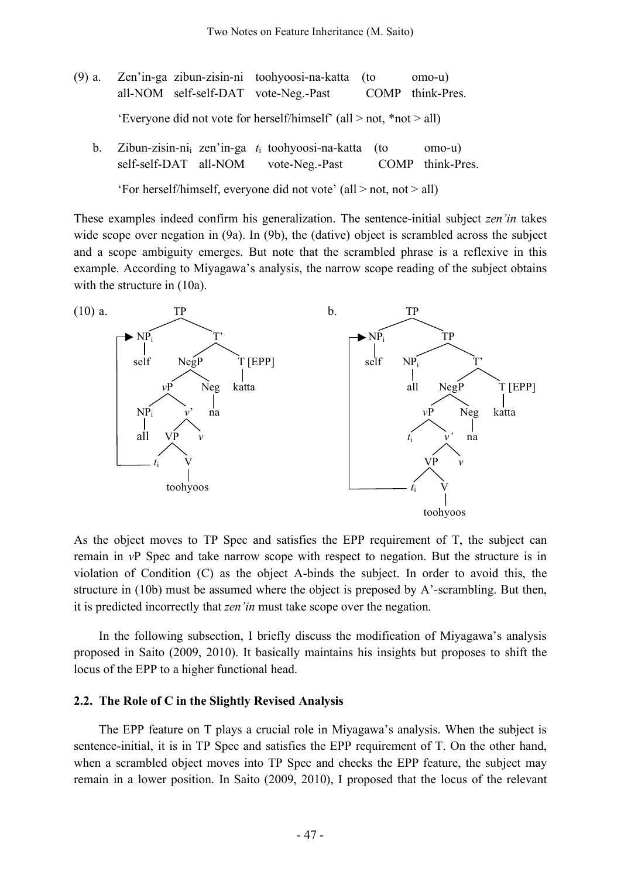(9) a. Zen'in-ga zibun-zisin-ni toohyoosi-na-katta (to omo-u)
all-NOM self-self-DAT vote-Neg.-Past COMP think-Pres.

'Everyone did not vote for herself/himself' (all > not, *not > all)

b. Zibun-zisin-ni$_i$ zen'in-ga $t_i$ toohyoosi-na-katta (to omo-u)
self-self-DAT all-NOM vote-Neg.-Past COMP think-Pres.

'For herself/himself, everyone did not vote' (all > not, not > all)

These examples indeed confirm his generalization. The sentence-initial subject *zen'in* takes wide scope over negation in (9a). In (9b), the (dative) object is scrambled across the subject and a scope ambiguity emerges. But note that the scrambled phrase is a reflexive in this example. According to Miyagawa's analysis, the narrow scope reading of the subject obtains with the structure in (10a).

(10) a. [$_{TP}$ [$_{NP_i}$ self] [$_{T'}$ [$_{NegP}$ [$_{vP}$ [$_{NP_i}$ all] [$_{v'}$ [$_{VP}$ $t_i$ [$_V$ toohyoos]] $v$]] [$_{Neg}$ na]] [$_{T [EPP]}$ katta]]]

b. [$_{TP}$ [$_{NP_i}$ self] [$_{TP}$ [$_{NP_i}$ all] [$_{T'}$ [$_{NegP}$ [$_{vP}$ $t_i$ [$_{v'}$ [$_{VP}$ $t_i$ [$_V$ toohyoos]] $v$]] [$_{Neg}$ na]] [$_{T [EPP]}$ katta]]]]

As the object moves to TP Spec and satisfies the EPP requirement of T, the subject can remain in *v*P Spec and take narrow scope with respect to negation. But the structure is in violation of Condition (C) as the object A-binds the subject. In order to avoid this, the structure in (10b) must be assumed where the object is preposed by A'-scrambling. But then, it is predicted incorrectly that *zen'in* must take scope over the negation.

In the following subsection, I briefly discuss the modification of Miyagawa's analysis proposed in Saito (2009, 2010). It basically maintains his insights but proposes to shift the locus of the EPP to a higher functional head.

### 2.2. The Role of C in the Slightly Revised Analysis

The EPP feature on T plays a crucial role in Miyagawa's analysis. When the subject is sentence-initial, it is in TP Spec and satisfies the EPP requirement of T. On the other hand, when a scrambled object moves into TP Spec and checks the EPP feature, the subject may remain in a lower position. In Saito (2009, 2010), I proposed that the locus of the relevant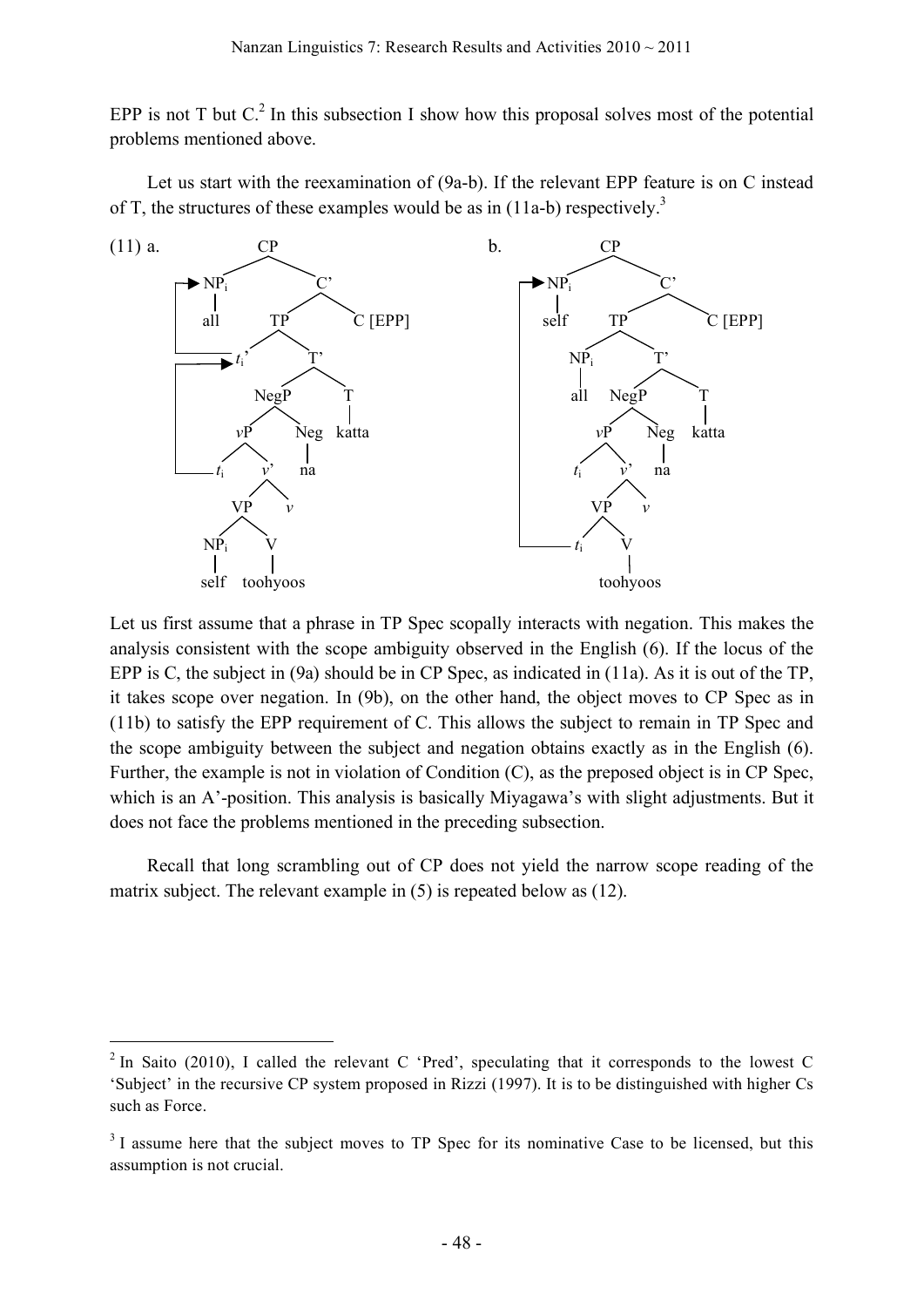EPP is not T but C.[2] In this subsection I show how this proposal solves most of the potential problems mentioned above.

Let us start with the reexamination of (9a-b). If the relevant EPP feature is on C instead of T, the structures of these examples would be as in (11a-b) respectively.[3]

(11) a. [CP [NP$_i$ all] [C' [TP $t_i$' [T' [NegP [vP $t_i$ [v' [VP [NP$_i$ self] [V toohyoos]] v]] [Neg na]] [T katta]]] C [EPP]]]

b. [CP [NP$_i$ self] [C' [TP [NP$_i$ all] [T' [NegP [vP $t_i$ [v' [VP $t_i$ [V toohyoos]] v]] [Neg na]] [T katta]]] C [EPP]]]

Let us first assume that a phrase in TP Spec scopally interacts with negation. This makes the analysis consistent with the scope ambiguity observed in the English (6). If the locus of the EPP is C, the subject in (9a) should be in CP Spec, as indicated in (11a). As it is out of the TP, it takes scope over negation. In (9b), on the other hand, the object moves to CP Spec as in (11b) to satisfy the EPP requirement of C. This allows the subject to remain in TP Spec and the scope ambiguity between the subject and negation obtains exactly as in the English (6). Further, the example is not in violation of Condition (C), as the preposed object is in CP Spec, which is an A'-position. This analysis is basically Miyagawa's with slight adjustments. But it does not face the problems mentioned in the preceding subsection.

Recall that long scrambling out of CP does not yield the narrow scope reading of the matrix subject. The relevant example in (5) is repeated below as (12).

---

[2] In Saito (2010), I called the relevant C 'Pred', speculating that it corresponds to the lowest C 'Subject' in the recursive CP system proposed in Rizzi (1997). It is to be distinguished with higher Cs such as Force.

[3] I assume here that the subject moves to TP Spec for its nominative Case to be licensed, but this assumption is not crucial.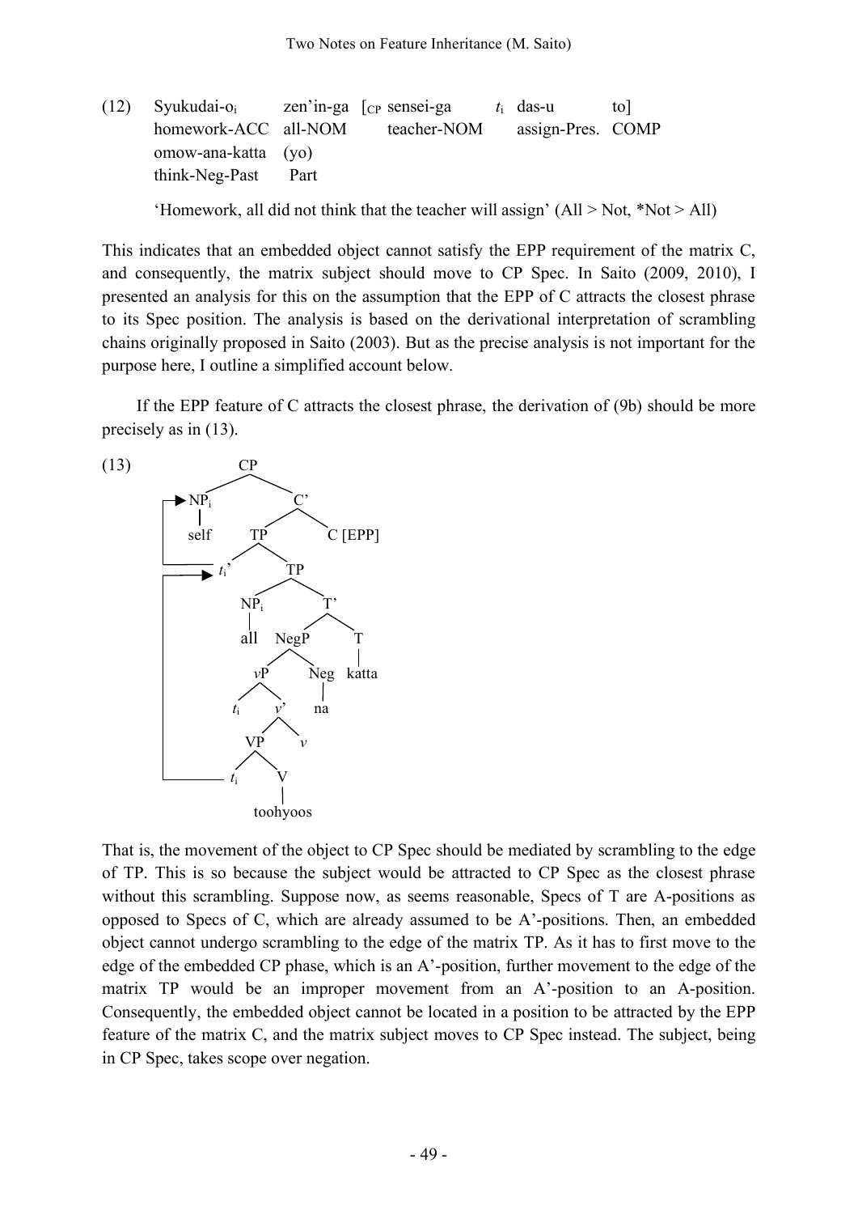(12) Syukudai-o$_i$ zen'in-ga [$_{CP}$ sensei-ga $t_i$ das-u to]
homework-ACC all-NOM teacher-NOM assign-Pres. COMP
omow-ana-katta (yo)
think-Neg-Past Part

'Homework, all did not think that the teacher will assign' (All > Not, *Not > All)

This indicates that an embedded object cannot satisfy the EPP requirement of the matrix C, and consequently, the matrix subject should move to CP Spec. In Saito (2009, 2010), I presented an analysis for this on the assumption that the EPP of C attracts the closest phrase to its Spec position. The analysis is based on the derivational interpretation of scrambling chains originally proposed in Saito (2003). But as the precise analysis is not important for the purpose here, I outline a simplified account below.

If the EPP feature of C attracts the closest phrase, the derivation of (9b) should be more precisely as in (13).

(13)

```
CP
├── NP_i (self)  ◄─────────────┐
└── C'                          │
    ├── TP                      │
    │   ├── t_i'  ──────────────┘  ◄──┐
    │   └── TP                        │
    │       ├── NP_i (all)            │
    │       └── T'                    │
    │           ├── NegP              │
    │           │   ├── vP            │
    │           │   │   ├── t_i       │
    │           │   │   └── v'        │
    │           │   │       ├── VP    │
    │           │   │       │   ├── t_i ──┘
    │           │   │       │   └── V (toohyoos)
    │           │   │       └── v
    │           │   └── Neg (na)
    │           └── T (katta)
    └── C [EPP]
```

That is, the movement of the object to CP Spec should be mediated by scrambling to the edge of TP. This is so because the subject would be attracted to CP Spec as the closest phrase without this scrambling. Suppose now, as seems reasonable, Specs of T are A-positions as opposed to Specs of C, which are already assumed to be A'-positions. Then, an embedded object cannot undergo scrambling to the edge of the matrix TP. As it has to first move to the edge of the embedded CP phase, which is an A'-position, further movement to the edge of the matrix TP would be an improper movement from an A'-position to an A-position. Consequently, the embedded object cannot be located in a position to be attracted by the EPP feature of the matrix C, and the matrix subject moves to CP Spec instead. The subject, being in CP Spec, takes scope over negation.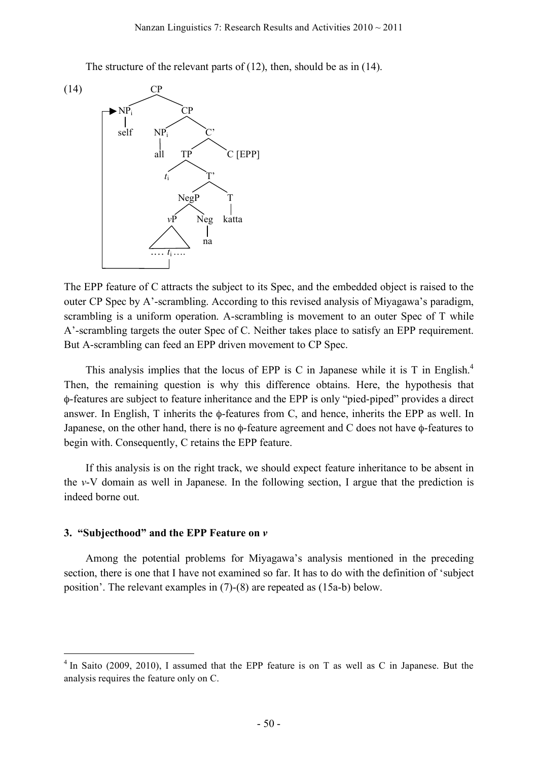The structure of the relevant parts of (12), then, should be as in (14).

(14)

```
            CP
          /    \
   ┌─▶ NP_i     CP
   │    |      /   \
   │   self  NP_i    C'
   │          |     /   \
   │         all   TP    C [EPP]
   │              /  \
   │            t_i   T'
   │                 /  \
   │              NegP    T
   │             /    \   |
   │           vP     Neg katta
   │          /  \     |
   │         .... t_i .... na
   │              |
   └──────────────┘
```

The EPP feature of C attracts the subject to its Spec, and the embedded object is raised to the outer CP Spec by A'-scrambling. According to this revised analysis of Miyagawa's paradigm, scrambling is a uniform operation. A-scrambling is movement to an outer Spec of T while A'-scrambling targets the outer Spec of C. Neither takes place to satisfy an EPP requirement. But A-scrambling can feed an EPP driven movement to CP Spec.

This analysis implies that the locus of EPP is C in Japanese while it is T in English.[4] Then, the remaining question is why this difference obtains. Here, the hypothesis that ϕ-features are subject to feature inheritance and the EPP is only "pied-piped" provides a direct answer. In English, T inherits the ϕ-features from C, and hence, inherits the EPP as well. In Japanese, on the other hand, there is no ϕ-feature agreement and C does not have ϕ-features to begin with. Consequently, C retains the EPP feature.

If this analysis is on the right track, we should expect feature inheritance to be absent in the *v*-V domain as well in Japanese. In the following section, I argue that the prediction is indeed borne out.

## 3. "Subjecthood" and the EPP Feature on *v*

Among the potential problems for Miyagawa's analysis mentioned in the preceding section, there is one that I have not examined so far. It has to do with the definition of 'subject position'. The relevant examples in (7)-(8) are repeated as (15a-b) below.

---

[4] In Saito (2009, 2010), I assumed that the EPP feature is on T as well as C in Japanese. But the analysis requires the feature only on C.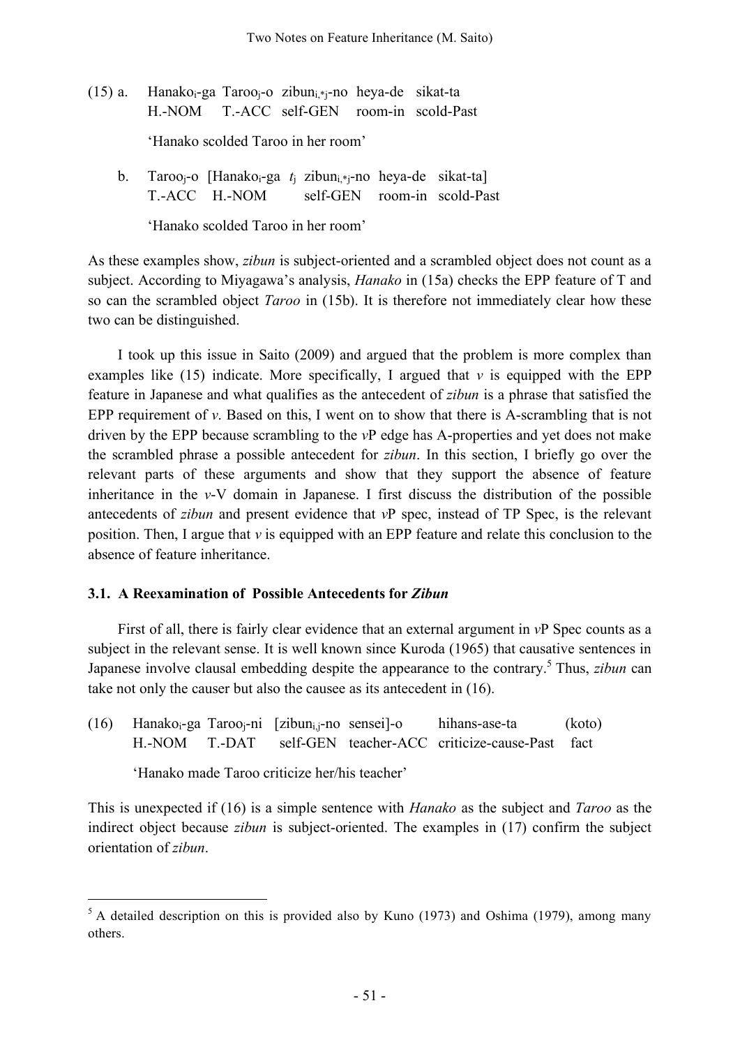(15) a. Hanako$_i$-ga Taroo$_j$-o zibun$_{i,*j}$-no heya-de sikat-ta
H.-NOM T.-ACC self-GEN room-in scold-Past

'Hanako scolded Taroo in her room'

b. Taroo$_j$-o [Hanako$_i$-ga $t_j$ zibun$_{i,*j}$-no heya-de sikat-ta]
T.-ACC H.-NOM self-GEN room-in scold-Past

'Hanako scolded Taroo in her room'

As these examples show, *zibun* is subject-oriented and a scrambled object does not count as a subject. According to Miyagawa's analysis, *Hanako* in (15a) checks the EPP feature of T and so can the scrambled object *Taroo* in (15b). It is therefore not immediately clear how these two can be distinguished.

I took up this issue in Saito (2009) and argued that the problem is more complex than examples like (15) indicate. More specifically, I argued that *v* is equipped with the EPP feature in Japanese and what qualifies as the antecedent of *zibun* is a phrase that satisfied the EPP requirement of *v*. Based on this, I went on to show that there is A-scrambling that is not driven by the EPP because scrambling to the *v*P edge has A-properties and yet does not make the scrambled phrase a possible antecedent for *zibun*. In this section, I briefly go over the relevant parts of these arguments and show that they support the absence of feature inheritance in the *v*-V domain in Japanese. I first discuss the distribution of the possible antecedents of *zibun* and present evidence that *v*P spec, instead of TP Spec, is the relevant position. Then, I argue that *v* is equipped with an EPP feature and relate this conclusion to the absence of feature inheritance.

### 3.1. A Reexamination of Possible Antecedents for *Zibun*

First of all, there is fairly clear evidence that an external argument in *v*P Spec counts as a subject in the relevant sense. It is well known since Kuroda (1965) that causative sentences in Japanese involve clausal embedding despite the appearance to the contrary.[5] Thus, *zibun* can take not only the causer but also the causee as its antecedent in (16).

(16) Hanako$_i$-ga Taroo$_j$-ni [zibun$_{i,j}$-no sensei]-o hihans-ase-ta (koto)
H.-NOM T.-DAT self-GEN teacher-ACC criticize-cause-Past fact

'Hanako made Taroo criticize her/his teacher'

This is unexpected if (16) is a simple sentence with *Hanako* as the subject and *Taroo* as the indirect object because *zibun* is subject-oriented. The examples in (17) confirm the subject orientation of *zibun*.

[5] A detailed description on this is provided also by Kuno (1973) and Oshima (1979), among many others.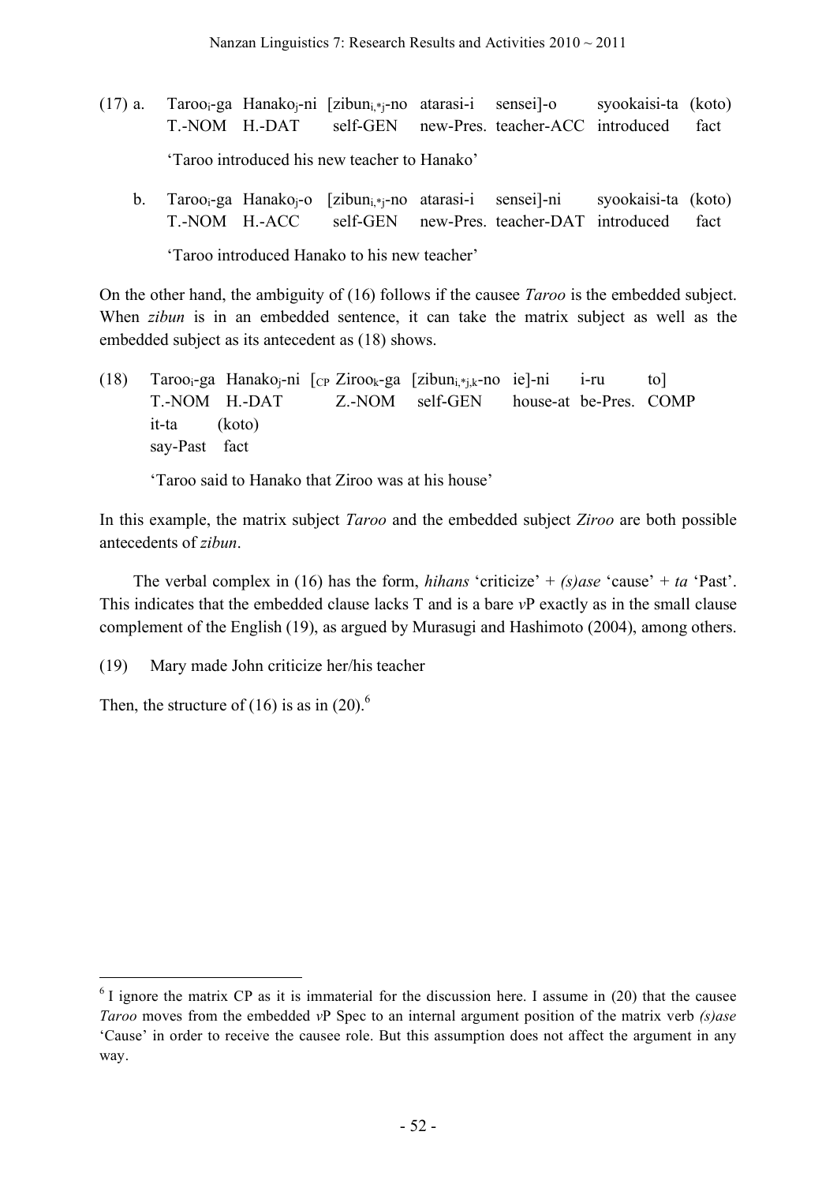(17) a. Taroo$_i$-ga Hanako$_j$-ni [zibun$_{i,*j}$-no atarasi-i sensei]-o syookaisi-ta (koto)
T.-NOM H.-DAT self-GEN new-Pres. teacher-ACC introduced fact

'Taroo introduced his new teacher to Hanako'

b. Taroo$_i$-ga Hanako$_j$-o [zibun$_{i,*j}$-no atarasi-i sensei]-ni syookaisi-ta (koto)
T.-NOM H.-ACC self-GEN new-Pres. teacher-DAT introduced fact

'Taroo introduced Hanako to his new teacher'

On the other hand, the ambiguity of (16) follows if the causee *Taroo* is the embedded subject. When *zibun* is in an embedded sentence, it can take the matrix subject as well as the embedded subject as its antecedent as (18) shows.

(18) Taroo$_i$-ga Hanako$_j$-ni [$_{CP}$ Ziroo$_k$-ga [zibun$_{i,*j,k}$-no ie]-ni i-ru to]
T.-NOM H.-DAT Z.-NOM self-GEN house-at be-Pres. COMP
it-ta (koto)
say-Past fact

'Taroo said to Hanako that Ziroo was at his house'

In this example, the matrix subject *Taroo* and the embedded subject *Ziroo* are both possible antecedents of *zibun*.

The verbal complex in (16) has the form, *hihans* 'criticize' + *(s)ase* 'cause' + *ta* 'Past'. This indicates that the embedded clause lacks T and is a bare *v*P exactly as in the small clause complement of the English (19), as argued by Murasugi and Hashimoto (2004), among others.

(19) Mary made John criticize her/his teacher

Then, the structure of (16) is as in (20).[6]

---

[6] I ignore the matrix CP as it is immaterial for the discussion here. I assume in (20) that the causee *Taroo* moves from the embedded *v*P Spec to an internal argument position of the matrix verb *(s)ase* 'Cause' in order to receive the causee role. But this assumption does not affect the argument in any way.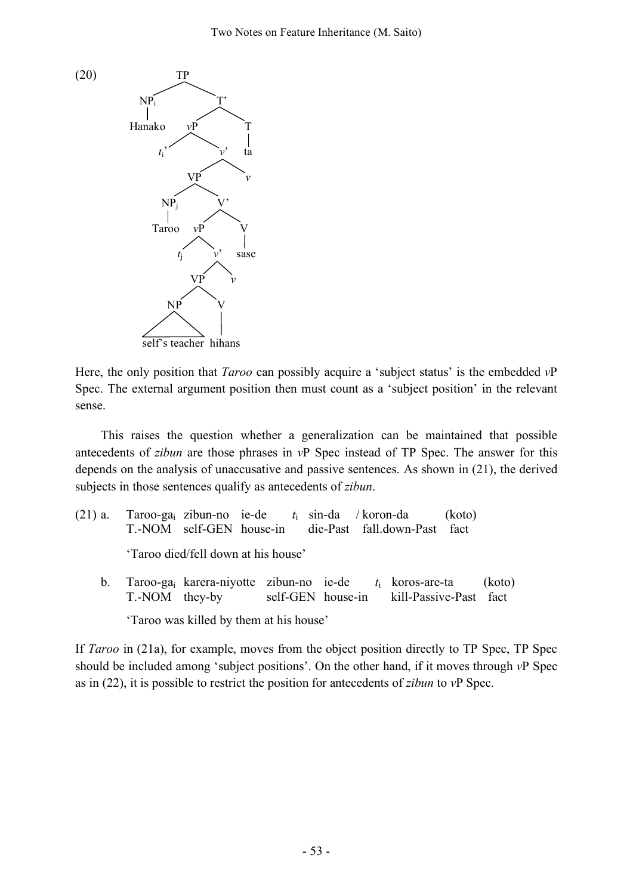(20) [TP [$NP_i$ Hanako] [T' [*v*P $t_i$' [*v*' [VP [$NP_j$ Taroo] [V' [*v*P $t_j$ [*v*' [VP [NP self's teacher] [V hihans]] *v*]] [V sase]]] *v*]] [T ta]]]

Here, the only position that *Taroo* can possibly acquire a 'subject status' is the embedded *v*P Spec. The external argument position then must count as a 'subject position' in the relevant sense.

This raises the question whether a generalization can be maintained that possible antecedents of *zibun* are those phrases in *v*P Spec instead of TP Spec. The answer for this depends on the analysis of unaccusative and passive sentences. As shown in (21), the derived subjects in those sentences qualify as antecedents of *zibun*.

(21) a. Taroo-ga$_i$ zibun-no ie-de $t_i$ sin-da / koron-da (koto)
T.-NOM self-GEN house-in die-Past fall.down-Past fact
'Taroo died/fell down at his house'

b. Taroo-ga$_i$ karera-niyotte zibun-no ie-de $t_i$ koros-are-ta (koto)
T.-NOM they-by self-GEN house-in kill-Passive-Past fact
'Taroo was killed by them at his house'

If *Taroo* in (21a), for example, moves from the object position directly to TP Spec, TP Spec should be included among 'subject positions'. On the other hand, if it moves through *v*P Spec as in (22), it is possible to restrict the position for antecedents of *zibun* to *v*P Spec.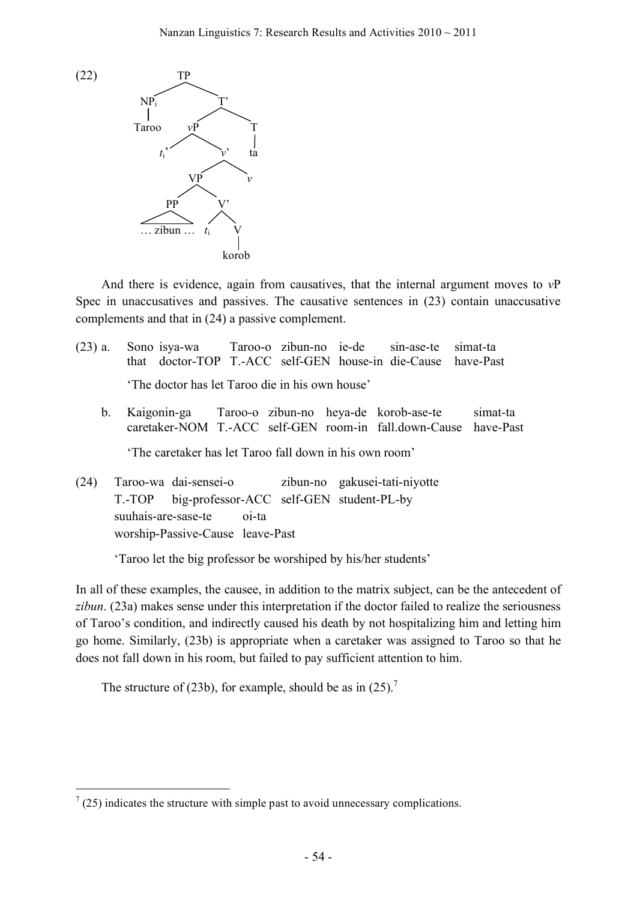(22)

```
                TP
              /    \
          NP_i      T'
           |       /   \
        Taroo    vP      T
                /  \     |
              t_i'  v'   ta
                   /  \
                 VP    v
                /  \
              PP    V'
              /\   /  \
        … zibun … t_i   V
                        |
                      korob
```

And there is evidence, again from causatives, that the internal argument moves to *v*P Spec in unaccusatives and passives. The causative sentences in (23) contain unaccusative complements and that in (24) a passive complement.

(23) a. Sono isya-wa Taroo-o zibun-no ie-de sin-ase-te simat-ta
that doctor-TOP T.-ACC self-GEN house-in die-Cause have-Past

'The doctor has let Taroo die in his own house'

b. Kaigonin-ga Taroo-o zibun-no heya-de korob-ase-te simat-ta
caretaker-NOM T.-ACC self-GEN room-in fall.down-Cause have-Past

'The caretaker has let Taroo fall down in his own room'

(24) Taroo-wa dai-sensei-o zibun-no gakusei-tati-niyotte
T.-TOP big-professor-ACC self-GEN student-PL-by
suuhais-are-sase-te oi-ta
worship-Passive-Cause leave-Past

'Taroo let the big professor be worshiped by his/her students'

In all of these examples, the causee, in addition to the matrix subject, can be the antecedent of *zibun*. (23a) makes sense under this interpretation if the doctor failed to realize the seriousness of Taroo's condition, and indirectly caused his death by not hospitalizing him and letting him go home. Similarly, (23b) is appropriate when a caretaker was assigned to Taroo so that he does not fall down in his room, but failed to pay sufficient attention to him.

The structure of (23b), for example, should be as in (25).[7]

[7] (25) indicates the structure with simple past to avoid unnecessary complications.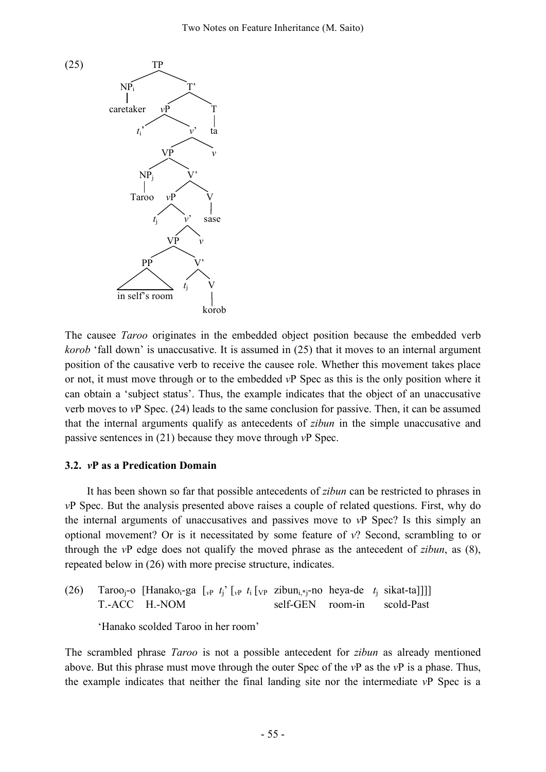(25)

```
[TP [NPi caretaker]
    [T' [vP ti'
            [v' [VP [NPj Taroo]
                    [V' [vP tj
                            [v' [VP [PP in self's room]
                                    [V' tj [V korob]]]
                                v]]
                        [V sase]]]
                v]]
        [T ta]]]
```

The causee *Taroo* originates in the embedded object position because the embedded verb *korob* 'fall down' is unaccusative. It is assumed in (25) that it moves to an internal argument position of the causative verb to receive the causee role. Whether this movement takes place or not, it must move through or to the embedded *v*P Spec as this is the only position where it can obtain a 'subject status'. Thus, the example indicates that the object of an unaccusative verb moves to *v*P Spec. (24) leads to the same conclusion for passive. Then, it can be assumed that the internal arguments qualify as antecedents of *zibun* in the simple unaccusative and passive sentences in (21) because they move through *v*P Spec.

### 3.2. *v*P as a Predication Domain

It has been shown so far that possible antecedents of *zibun* can be restricted to phrases in *v*P Spec. But the analysis presented above raises a couple of related questions. First, why do the internal arguments of unaccusatives and passives move to *v*P Spec? Is this simply an optional movement? Or is it necessitated by some feature of *v*? Second, scrambling to or through the *v*P edge does not qualify the moved phrase as the antecedent of *zibun*, as (8), repeated below in (26) with more precise structure, indicates.

(26) Taroo$_j$-o [Hanako$_i$-ga [$_{vP}$ $t_j$' [$_{vP}$ $t_i$ [$_{VP}$ zibun$_{i,*j}$-no heya-de $t_j$ sikat-ta]]]]
T.-ACC H.-NOM self-GEN room-in scold-Past

'Hanako scolded Taroo in her room'

The scrambled phrase *Taroo* is not a possible antecedent for *zibun* as already mentioned above. But this phrase must move through the outer Spec of the *v*P as the *v*P is a phase. Thus, the example indicates that neither the final landing site nor the intermediate *v*P Spec is a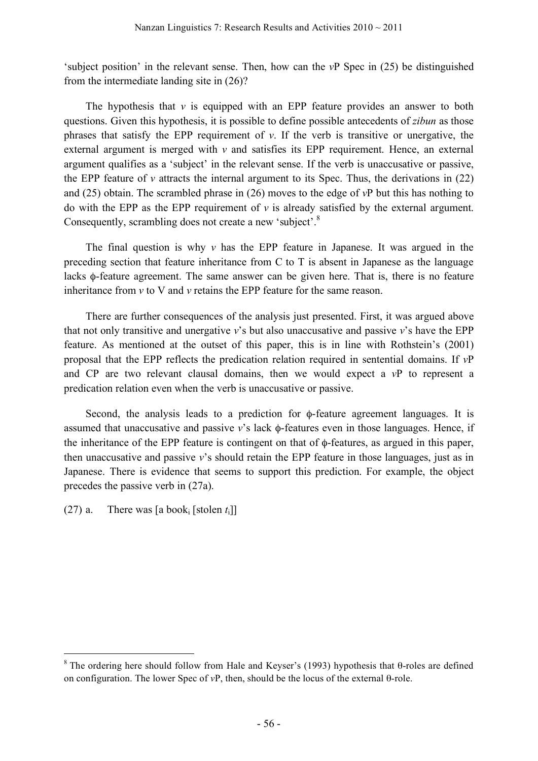'subject position' in the relevant sense. Then, how can the *v*P Spec in (25) be distinguished from the intermediate landing site in (26)?

The hypothesis that *v* is equipped with an EPP feature provides an answer to both questions. Given this hypothesis, it is possible to define possible antecedents of *zibun* as those phrases that satisfy the EPP requirement of *v*. If the verb is transitive or unergative, the external argument is merged with *v* and satisfies its EPP requirement. Hence, an external argument qualifies as a 'subject' in the relevant sense. If the verb is unaccusative or passive, the EPP feature of *v* attracts the internal argument to its Spec. Thus, the derivations in (22) and (25) obtain. The scrambled phrase in (26) moves to the edge of *v*P but this has nothing to do with the EPP as the EPP requirement of *v* is already satisfied by the external argument. Consequently, scrambling does not create a new 'subject'.[8]

The final question is why *v* has the EPP feature in Japanese. It was argued in the preceding section that feature inheritance from C to T is absent in Japanese as the language lacks ϕ-feature agreement. The same answer can be given here. That is, there is no feature inheritance from *v* to V and *v* retains the EPP feature for the same reason.

There are further consequences of the analysis just presented. First, it was argued above that not only transitive and unergative *v*'s but also unaccusative and passive *v*'s have the EPP feature. As mentioned at the outset of this paper, this is in line with Rothstein's (2001) proposal that the EPP reflects the predication relation required in sentential domains. If *v*P and CP are two relevant clausal domains, then we would expect a *v*P to represent a predication relation even when the verb is unaccusative or passive.

Second, the analysis leads to a prediction for ϕ-feature agreement languages. It is assumed that unaccusative and passive *v*'s lack ϕ-features even in those languages. Hence, if the inheritance of the EPP feature is contingent on that of ϕ-features, as argued in this paper, then unaccusative and passive *v*'s should retain the EPP feature in those languages, just as in Japanese. There is evidence that seems to support this prediction. For example, the object precedes the passive verb in (27a).

(27) a. There was [a book$_i$ [stolen $t_i$]]

---

[8] The ordering here should follow from Hale and Keyser's (1993) hypothesis that θ-roles are defined on configuration. The lower Spec of *v*P, then, should be the locus of the external θ-role.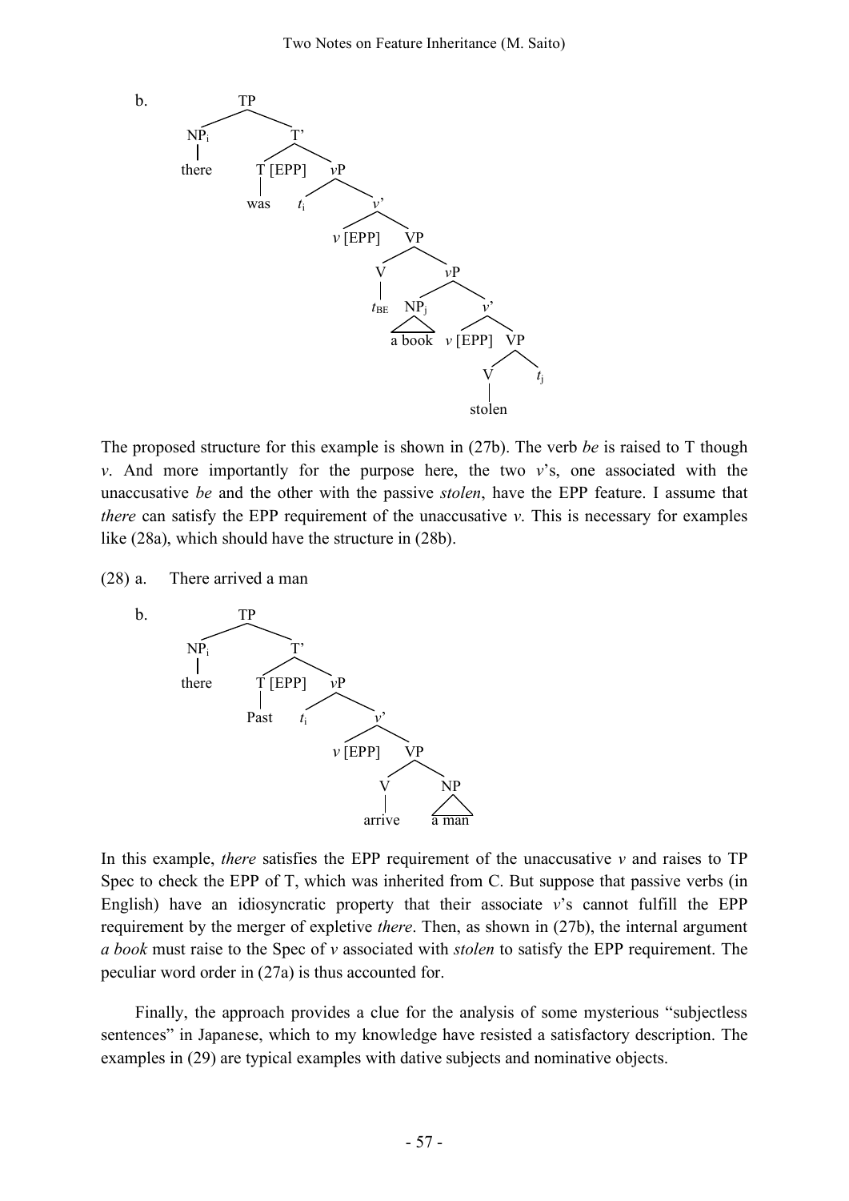b.

```
[TP [NPi there] [T' [T [EPP] was] [vP ti [v' [v [EPP]] [VP [V tBE] [vP [NPj a book] [v' [v [EPP]] [VP [V stolen] tj]]]]]]]]
```

The proposed structure for this example is shown in (27b). The verb *be* is raised to T though *v*. And more importantly for the purpose here, the two *v*'s, one associated with the unaccusative *be* and the other with the passive *stolen*, have the EPP feature. I assume that *there* can satisfy the EPP requirement of the unaccusative *v*. This is necessary for examples like (28a), which should have the structure in (28b).

(28) a. There arrived a man

b.

```
[TP [NPi there] [T' [T [EPP] Past] [vP ti [v' [v [EPP]] [VP [V arrive] [NP a man]]]]]]
```

In this example, *there* satisfies the EPP requirement of the unaccusative *v* and raises to TP Spec to check the EPP of T, which was inherited from C. But suppose that passive verbs (in English) have an idiosyncratic property that their associate *v*'s cannot fulfill the EPP requirement by the merger of expletive *there*. Then, as shown in (27b), the internal argument *a book* must raise to the Spec of *v* associated with *stolen* to satisfy the EPP requirement. The peculiar word order in (27a) is thus accounted for.

Finally, the approach provides a clue for the analysis of some mysterious "subjectless sentences" in Japanese, which to my knowledge have resisted a satisfactory description. The examples in (29) are typical examples with dative subjects and nominative objects.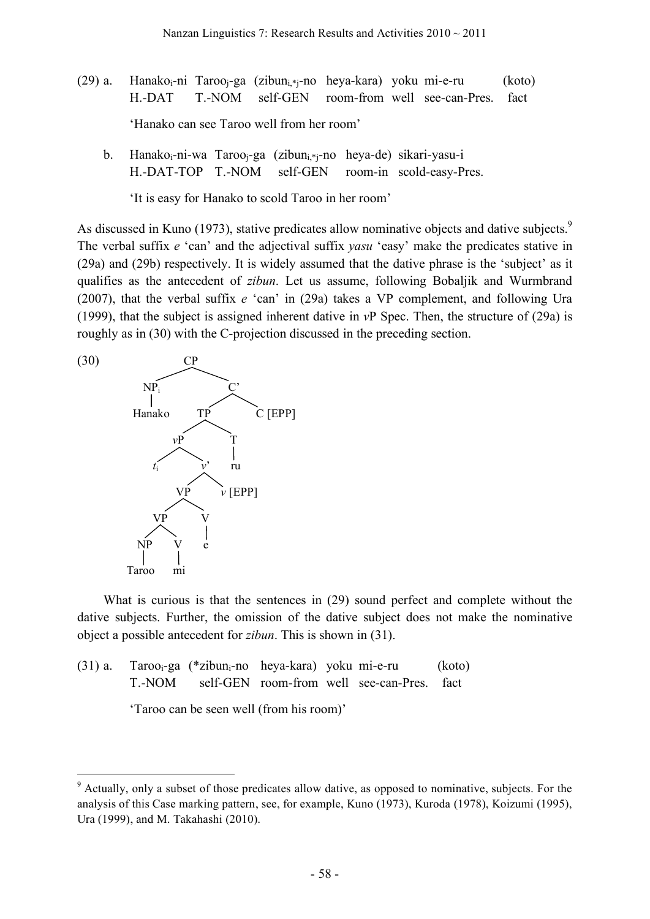(29) a. Hanako$_i$-ni Taroo$_j$-ga (zibun$_{i,*j}$-no heya-kara) yoku mi-e-ru (koto)
H.-DAT T.-NOM self-GEN room-from well see-can-Pres. fact

'Hanako can see Taroo well from her room'

b. Hanako$_i$-ni-wa Taroo$_j$-ga (zibun$_{i,*j}$-no heya-de) sikari-yasu-i
H.-DAT-TOP T.-NOM self-GEN room-in scold-easy-Pres.

'It is easy for Hanako to scold Taroo in her room'

As discussed in Kuno (1973), stative predicates allow nominative objects and dative subjects.[9] The verbal suffix *e* 'can' and the adjectival suffix *yasu* 'easy' make the predicates stative in (29a) and (29b) respectively. It is widely assumed that the dative phrase is the 'subject' as it qualifies as the antecedent of *zibun*. Let us assume, following Bobaljik and Wurmbrand (2007), that the verbal suffix *e* 'can' in (29a) takes a VP complement, and following Ura (1999), that the subject is assigned inherent dative in *v*P Spec. Then, the structure of (29a) is roughly as in (30) with the C-projection discussed in the preceding section.

(30)

```
[CP [NP_i Hanako] [C' [TP [vP t_i [v' [VP [VP [NP Taroo] [V mi]] [V e]] v [EPP]]] [T ru]] C [EPP]]]
```

What is curious is that the sentences in (29) sound perfect and complete without the dative subjects. Further, the omission of the dative subject does not make the nominative object a possible antecedent for *zibun*. This is shown in (31).

(31) a. Taroo$_i$-ga (*zibun$_i$-no heya-kara) yoku mi-e-ru (koto)
T.-NOM self-GEN room-from well see-can-Pres. fact

'Taroo can be seen well (from his room)'

[9] Actually, only a subset of those predicates allow dative, as opposed to nominative, subjects. For the analysis of this Case marking pattern, see, for example, Kuno (1973), Kuroda (1978), Koizumi (1995), Ura (1999), and M. Takahashi (2010).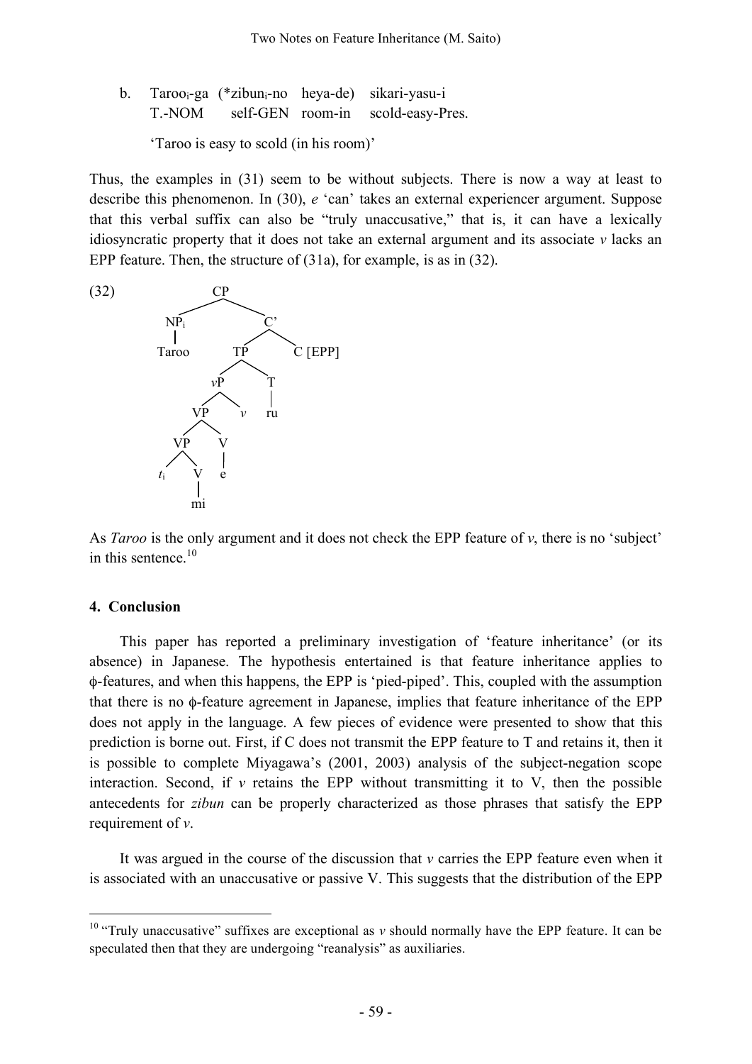b. Taroo$_i$-ga (*zibun$_i$-no heya-de) sikari-yasu-i
   T.-NOM self-GEN room-in scold-easy-Pres.

   'Taroo is easy to scold (in his room)'

Thus, the examples in (31) seem to be without subjects. There is now a way at least to describe this phenomenon. In (30), *e* 'can' takes an external experiencer argument. Suppose that this verbal suffix can also be "truly unaccusative," that is, it can have a lexically idiosyncratic property that it does not take an external argument and its associate *v* lacks an EPP feature. Then, the structure of (31a), for example, is as in (32).

(32)

```
                CP
              /    \
           NP_i     C'
            |      /   \
          Taroo   TP    C [EPP]
                 /  \
               vP    T
              /  \   |
            VP    v  ru
           /  \
         VP    V
        /  \   |
      t_i   V  e
            |
            mi
```

As *Taroo* is the only argument and it does not check the EPP feature of *v*, there is no 'subject' in this sentence.[10]

## 4. Conclusion

This paper has reported a preliminary investigation of 'feature inheritance' (or its absence) in Japanese. The hypothesis entertained is that feature inheritance applies to $\phi$-features, and when this happens, the EPP is 'pied-piped'. This, coupled with the assumption that there is no $\phi$-feature agreement in Japanese, implies that feature inheritance of the EPP does not apply in the language. A few pieces of evidence were presented to show that this prediction is borne out. First, if C does not transmit the EPP feature to T and retains it, then it is possible to complete Miyagawa's (2001, 2003) analysis of the subject-negation scope interaction. Second, if *v* retains the EPP without transmitting it to V, then the possible antecedents for *zibun* can be properly characterized as those phrases that satisfy the EPP requirement of *v*.

It was argued in the course of the discussion that *v* carries the EPP feature even when it is associated with an unaccusative or passive V. This suggests that the distribution of the EPP

---

[10] "Truly unaccusative" suffixes are exceptional as *v* should normally have the EPP feature. It can be speculated then that they are undergoing "reanalysis" as auxiliaries.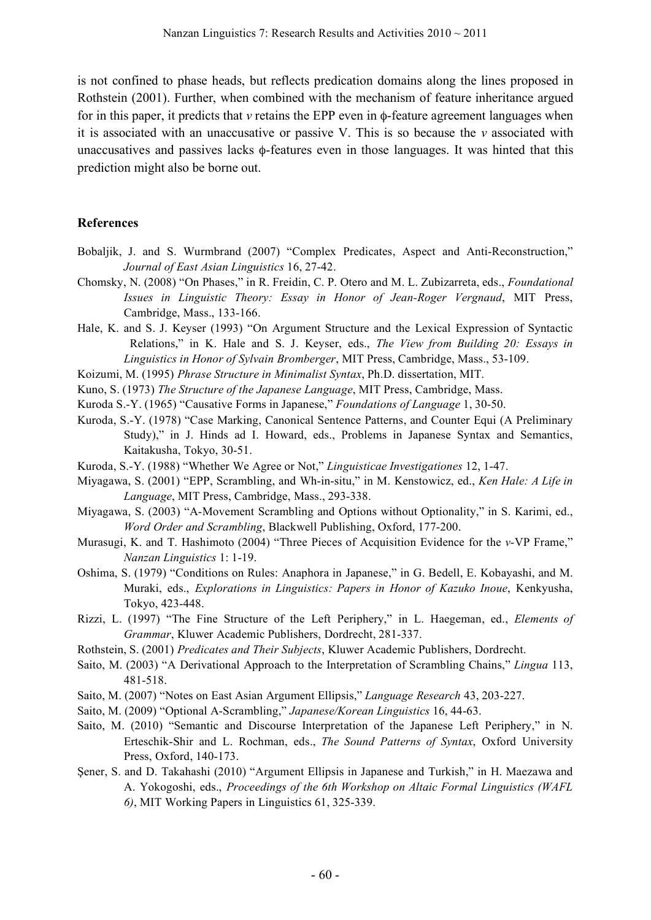is not confined to phase heads, but reflects predication domains along the lines proposed in Rothstein (2001). Further, when combined with the mechanism of feature inheritance argued for in this paper, it predicts that *v* retains the EPP even in ϕ-feature agreement languages when it is associated with an unaccusative or passive V. This is so because the *v* associated with unaccusatives and passives lacks ϕ-features even in those languages. It was hinted that this prediction might also be borne out.

## References

Bobaljik, J. and S. Wurmbrand (2007) "Complex Predicates, Aspect and Anti-Reconstruction," *Journal of East Asian Linguistics* 16, 27-42.

Chomsky, N. (2008) "On Phases," in R. Freidin, C. P. Otero and M. L. Zubizarreta, eds., *Foundational Issues in Linguistic Theory: Essay in Honor of Jean-Roger Vergnaud*, MIT Press, Cambridge, Mass., 133-166.

Hale, K. and S. J. Keyser (1993) "On Argument Structure and the Lexical Expression of Syntactic Relations," in K. Hale and S. J. Keyser, eds., *The View from Building 20: Essays in Linguistics in Honor of Sylvain Bromberger*, MIT Press, Cambridge, Mass., 53-109.

Koizumi, M. (1995) *Phrase Structure in Minimalist Syntax*, Ph.D. dissertation, MIT.

Kuno, S. (1973) *The Structure of the Japanese Language*, MIT Press, Cambridge, Mass.

Kuroda S.-Y. (1965) "Causative Forms in Japanese," *Foundations of Language* 1, 30-50.

Kuroda, S.-Y. (1978) "Case Marking, Canonical Sentence Patterns, and Counter Equi (A Preliminary Study)," in J. Hinds ad I. Howard, eds., Problems in Japanese Syntax and Semantics, Kaitakusha, Tokyo, 30-51.

Kuroda, S.-Y. (1988) "Whether We Agree or Not," *Linguisticae Investigationes* 12, 1-47.

Miyagawa, S. (2001) "EPP, Scrambling, and Wh-in-situ," in M. Kenstowicz, ed., *Ken Hale: A Life in Language*, MIT Press, Cambridge, Mass., 293-338.

Miyagawa, S. (2003) "A-Movement Scrambling and Options without Optionality," in S. Karimi, ed., *Word Order and Scrambling*, Blackwell Publishing, Oxford, 177-200.

Murasugi, K. and T. Hashimoto (2004) "Three Pieces of Acquisition Evidence for the *v*-VP Frame," *Nanzan Linguistics* 1: 1-19.

Oshima, S. (1979) "Conditions on Rules: Anaphora in Japanese," in G. Bedell, E. Kobayashi, and M. Muraki, eds., *Explorations in Linguistics: Papers in Honor of Kazuko Inoue*, Kenkyusha, Tokyo, 423-448.

Rizzi, L. (1997) "The Fine Structure of the Left Periphery," in L. Haegeman, ed., *Elements of Grammar*, Kluwer Academic Publishers, Dordrecht, 281-337.

Rothstein, S. (2001) *Predicates and Their Subjects*, Kluwer Academic Publishers, Dordrecht.

Saito, M. (2003) "A Derivational Approach to the Interpretation of Scrambling Chains," *Lingua* 113, 481-518.

Saito, M. (2007) "Notes on East Asian Argument Ellipsis," *Language Research* 43, 203-227.

Saito, M. (2009) "Optional A-Scrambling," *Japanese/Korean Linguistics* 16, 44-63.

Saito, M. (2010) "Semantic and Discourse Interpretation of the Japanese Left Periphery," in N. Erteschik-Shir and L. Rochman, eds., *The Sound Patterns of Syntax*, Oxford University Press, Oxford, 140-173.

Şener, S. and D. Takahashi (2010) "Argument Ellipsis in Japanese and Turkish," in H. Maezawa and A. Yokogoshi, eds., *Proceedings of the 6th Workshop on Altaic Formal Linguistics (WAFL 6)*, MIT Working Papers in Linguistics 61, 325-339.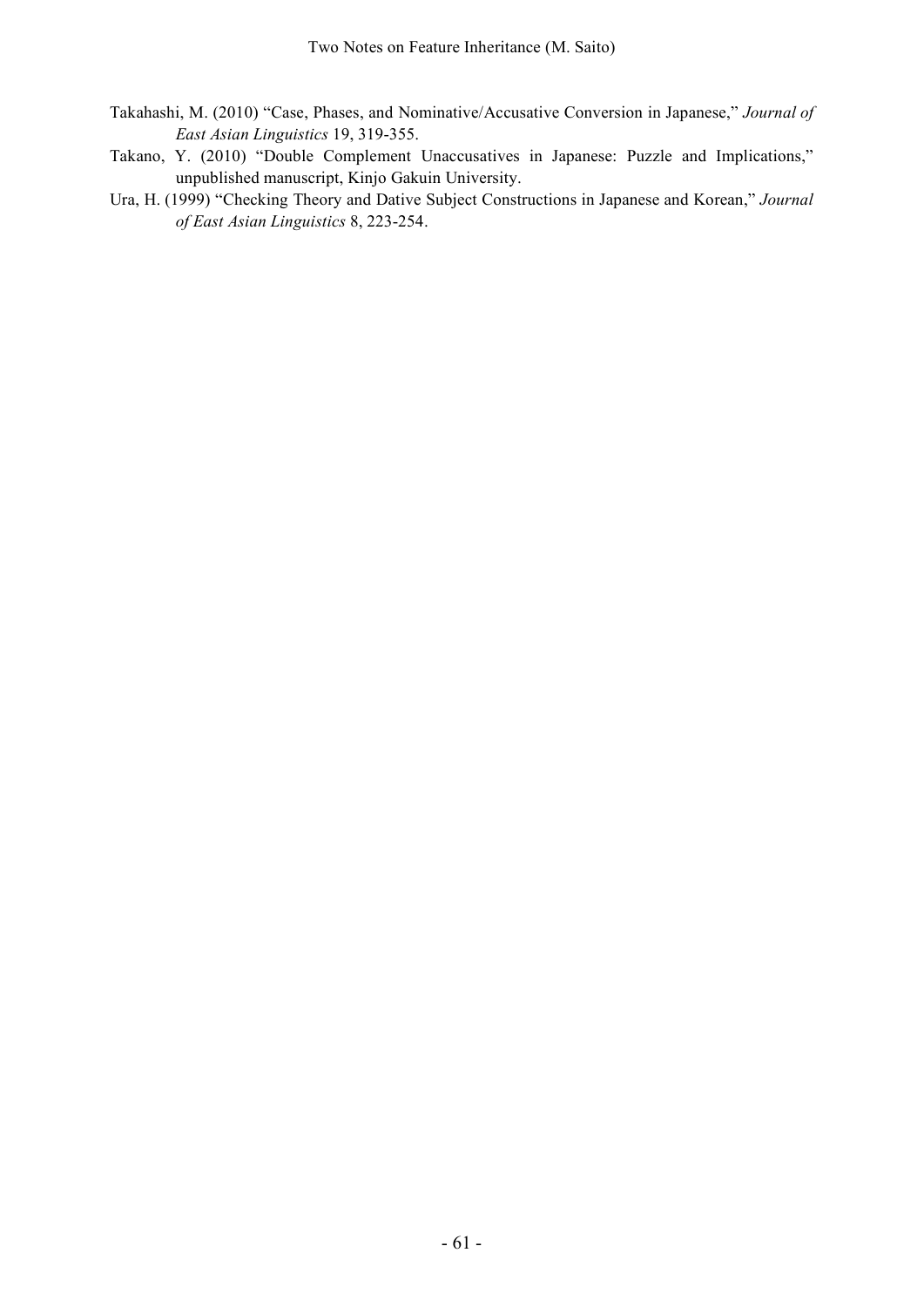Takahashi, M. (2010) "Case, Phases, and Nominative/Accusative Conversion in Japanese," *Journal of East Asian Linguistics* 19, 319-355.

Takano, Y. (2010) "Double Complement Unaccusatives in Japanese: Puzzle and Implications," unpublished manuscript, Kinjo Gakuin University.

Ura, H. (1999) "Checking Theory and Dative Subject Constructions in Japanese and Korean," *Journal of East Asian Linguistics* 8, 223-254.